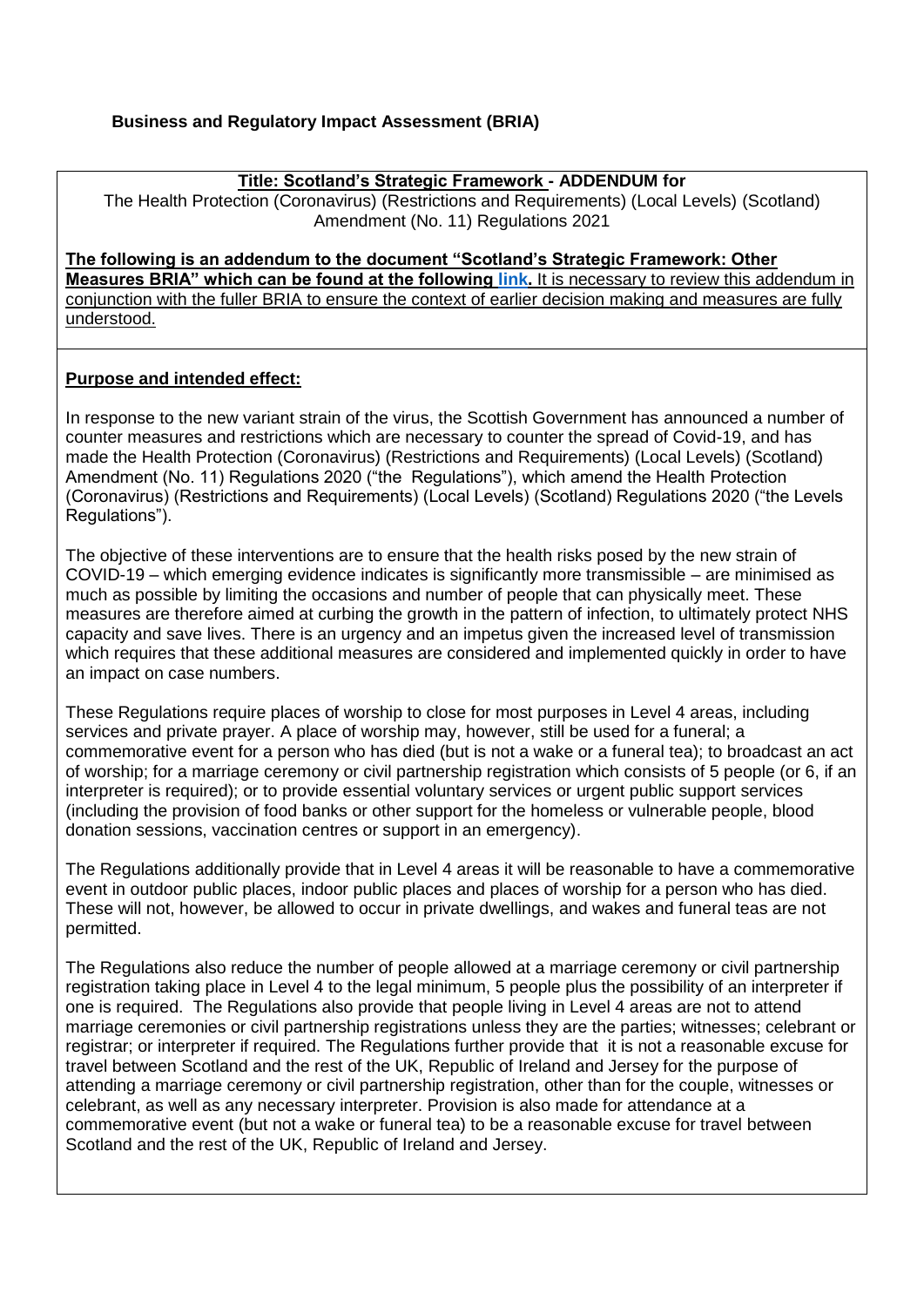**Business and Regulatory Impact Assessment (BRIA)**

**Title: Scotland's Strategic Framework - ADDENDUM for**
The Health Protection (Coronavirus) (Restrictions and Requirements) (Local Levels) (Scotland) Amendment (No. 11) Regulations 2021

**The following is an addendum to the document "Scotland's Strategic Framework: Other Measures BRIA" which can be found at the following link.** It is necessary to review this addendum in conjunction with the fuller BRIA to ensure the context of earlier decision making and measures are fully understood.

**Purpose and intended effect:**

In response to the new variant strain of the virus, the Scottish Government has announced a number of counter measures and restrictions which are necessary to counter the spread of Covid-19, and has made the Health Protection (Coronavirus) (Restrictions and Requirements) (Local Levels) (Scotland) Amendment (No. 11) Regulations 2020 ("the Regulations"), which amend the Health Protection (Coronavirus) (Restrictions and Requirements) (Local Levels) (Scotland) Regulations 2020 ("the Levels Regulations").

The objective of these interventions are to ensure that the health risks posed by the new strain of COVID-19 – which emerging evidence indicates is significantly more transmissible – are minimised as much as possible by limiting the occasions and number of people that can physically meet. These measures are therefore aimed at curbing the growth in the pattern of infection, to ultimately protect NHS capacity and save lives. There is an urgency and an impetus given the increased level of transmission which requires that these additional measures are considered and implemented quickly in order to have an impact on case numbers.

These Regulations require places of worship to close for most purposes in Level 4 areas, including services and private prayer. A place of worship may, however, still be used for a funeral; a commemorative event for a person who has died (but is not a wake or a funeral tea); to broadcast an act of worship; for a marriage ceremony or civil partnership registration which consists of 5 people (or 6, if an interpreter is required); or to provide essential voluntary services or urgent public support services (including the provision of food banks or other support for the homeless or vulnerable people, blood donation sessions, vaccination centres or support in an emergency).

The Regulations additionally provide that in Level 4 areas it will be reasonable to have a commemorative event in outdoor public places, indoor public places and places of worship for a person who has died. These will not, however, be allowed to occur in private dwellings, and wakes and funeral teas are not permitted.

The Regulations also reduce the number of people allowed at a marriage ceremony or civil partnership registration taking place in Level 4 to the legal minimum, 5 people plus the possibility of an interpreter if one is required. The Regulations also provide that people living in Level 4 areas are not to attend marriage ceremonies or civil partnership registrations unless they are the parties; witnesses; celebrant or registrar; or interpreter if required. The Regulations further provide that it is not a reasonable excuse for travel between Scotland and the rest of the UK, Republic of Ireland and Jersey for the purpose of attending a marriage ceremony or civil partnership registration, other than for the couple, witnesses or celebrant, as well as any necessary interpreter. Provision is also made for attendance at a commemorative event (but not a wake or funeral tea) to be a reasonable excuse for travel between Scotland and the rest of the UK, Republic of Ireland and Jersey.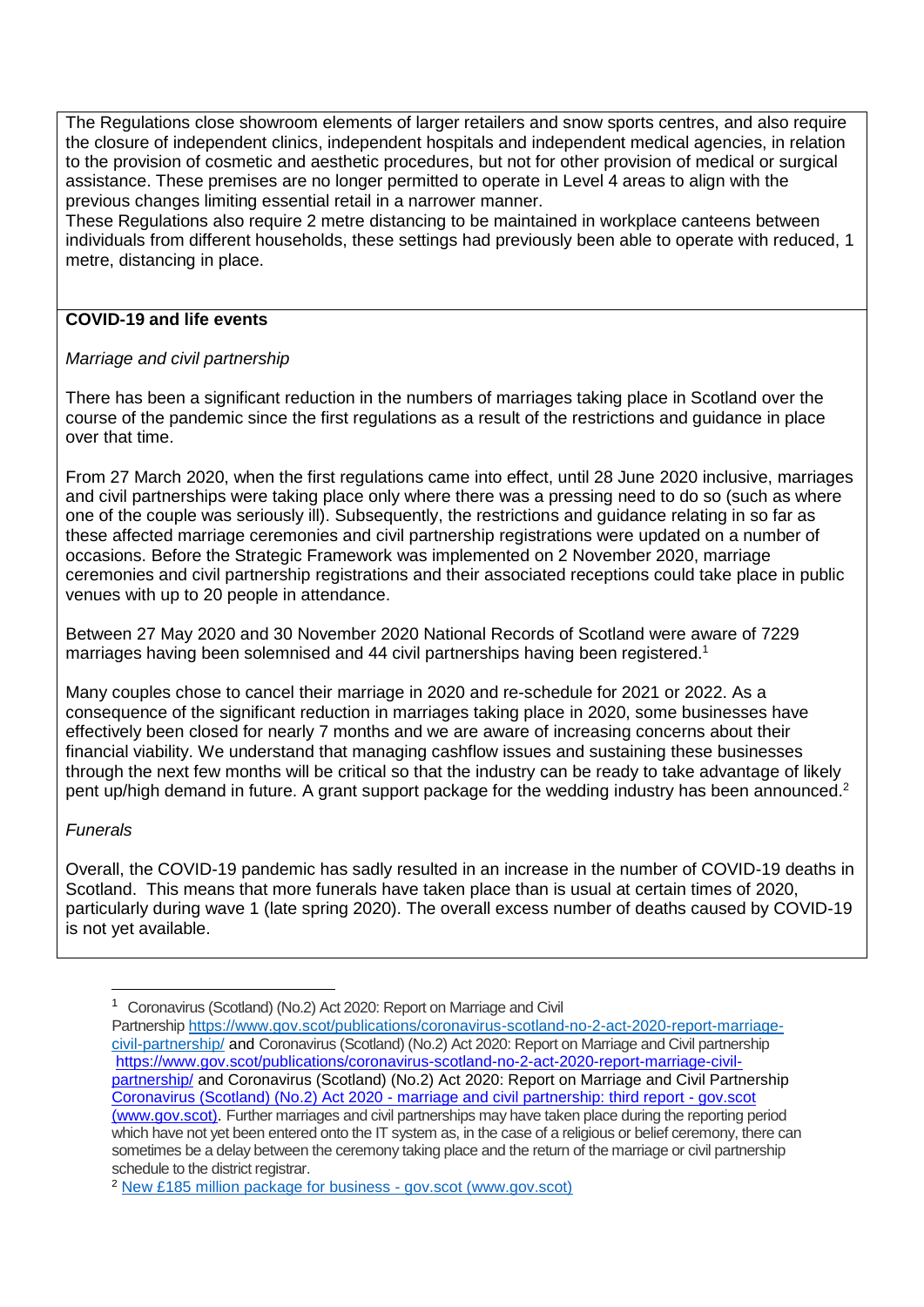The Regulations close showroom elements of larger retailers and snow sports centres, and also require the closure of independent clinics, independent hospitals and independent medical agencies, in relation to the provision of cosmetic and aesthetic procedures, but not for other provision of medical or surgical assistance. These premises are no longer permitted to operate in Level 4 areas to align with the previous changes limiting essential retail in a narrower manner.
These Regulations also require 2 metre distancing to be maintained in workplace canteens between individuals from different households, these settings had previously been able to operate with reduced, 1 metre, distancing in place.

**COVID-19 and life events**

*Marriage and civil partnership*

There has been a significant reduction in the numbers of marriages taking place in Scotland over the course of the pandemic since the first regulations as a result of the restrictions and guidance in place over that time.

From 27 March 2020, when the first regulations came into effect, until 28 June 2020 inclusive, marriages and civil partnerships were taking place only where there was a pressing need to do so (such as where one of the couple was seriously ill). Subsequently, the restrictions and guidance relating in so far as these affected marriage ceremonies and civil partnership registrations were updated on a number of occasions. Before the Strategic Framework was implemented on 2 November 2020, marriage ceremonies and civil partnership registrations and their associated receptions could take place in public venues with up to 20 people in attendance.

Between 27 May 2020 and 30 November 2020 National Records of Scotland were aware of 7229 marriages having been solemnised and 44 civil partnerships having been registered.[1]

Many couples chose to cancel their marriage in 2020 and re-schedule for 2021 or 2022. As a consequence of the significant reduction in marriages taking place in 2020, some businesses have effectively been closed for nearly 7 months and we are aware of increasing concerns about their financial viability. We understand that managing cashflow issues and sustaining these businesses through the next few months will be critical so that the industry can be ready to take advantage of likely pent up/high demand in future. A grant support package for the wedding industry has been announced.[2]

*Funerals*

Overall, the COVID-19 pandemic has sadly resulted in an increase in the number of COVID-19 deaths in Scotland. This means that more funerals have taken place than is usual at certain times of 2020, particularly during wave 1 (late spring 2020). The overall excess number of deaths caused by COVID-19 is not yet available.

---

[1] Coronavirus (Scotland) (No.2) Act 2020: Report on Marriage and Civil Partnership https://www.gov.scot/publications/coronavirus-scotland-no-2-act-2020-report-marriage-civil-partnership/ and Coronavirus (Scotland) (No.2) Act 2020: Report on Marriage and Civil partnership https://www.gov.scot/publications/coronavirus-scotland-no-2-act-2020-report-marriage-civil-partnership/ and Coronavirus (Scotland) (No.2) Act 2020: Report on Marriage and Civil Partnership Coronavirus (Scotland) (No.2) Act 2020 - marriage and civil partnership: third report - gov.scot (www.gov.scot). Further marriages and civil partnerships may have taken place during the reporting period which have not yet been entered onto the IT system as, in the case of a religious or belief ceremony, there can sometimes be a delay between the ceremony taking place and the return of the marriage or civil partnership schedule to the district registrar.

[2] New £185 million package for business - gov.scot (www.gov.scot)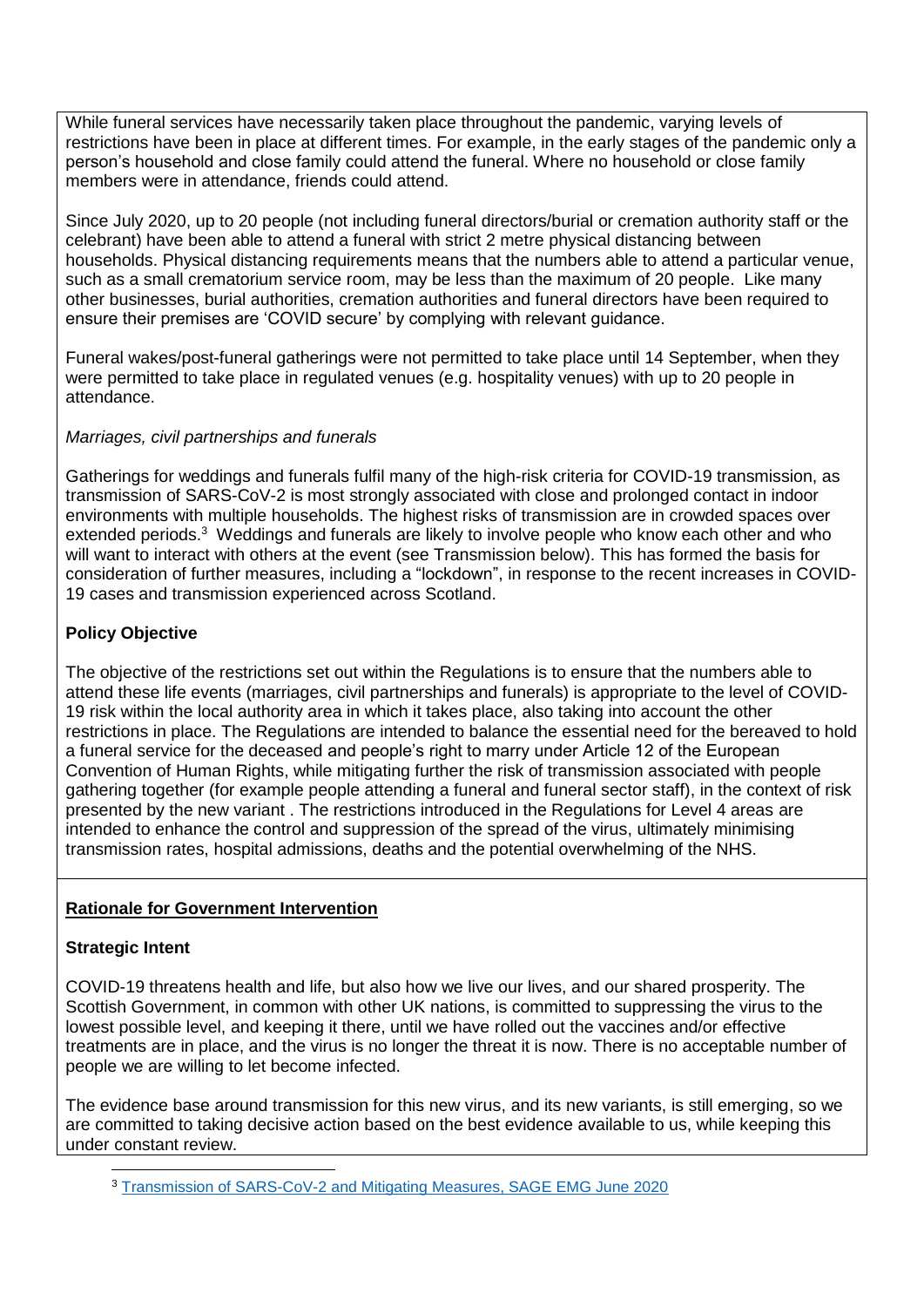While funeral services have necessarily taken place throughout the pandemic, varying levels of restrictions have been in place at different times. For example, in the early stages of the pandemic only a person's household and close family could attend the funeral. Where no household or close family members were in attendance, friends could attend.

Since July 2020, up to 20 people (not including funeral directors/burial or cremation authority staff or the celebrant) have been able to attend a funeral with strict 2 metre physical distancing between households. Physical distancing requirements means that the numbers able to attend a particular venue, such as a small crematorium service room, may be less than the maximum of 20 people. Like many other businesses, burial authorities, cremation authorities and funeral directors have been required to ensure their premises are 'COVID secure' by complying with relevant guidance.

Funeral wakes/post-funeral gatherings were not permitted to take place until 14 September, when they were permitted to take place in regulated venues (e.g. hospitality venues) with up to 20 people in attendance.

*Marriages, civil partnerships and funerals*

Gatherings for weddings and funerals fulfil many of the high-risk criteria for COVID-19 transmission, as transmission of SARS-CoV-2 is most strongly associated with close and prolonged contact in indoor environments with multiple households. The highest risks of transmission are in crowded spaces over extended periods.[3] Weddings and funerals are likely to involve people who know each other and who will want to interact with others at the event (see Transmission below). This has formed the basis for consideration of further measures, including a "lockdown", in response to the recent increases in COVID-19 cases and transmission experienced across Scotland.

**Policy Objective**

The objective of the restrictions set out within the Regulations is to ensure that the numbers able to attend these life events (marriages, civil partnerships and funerals) is appropriate to the level of COVID-19 risk within the local authority area in which it takes place, also taking into account the other restrictions in place. The Regulations are intended to balance the essential need for the bereaved to hold a funeral service for the deceased and people's right to marry under Article 12 of the European Convention of Human Rights, while mitigating further the risk of transmission associated with people gathering together (for example people attending a funeral and funeral sector staff), in the context of risk presented by the new variant . The restrictions introduced in the Regulations for Level 4 areas are intended to enhance the control and suppression of the spread of the virus, ultimately minimising transmission rates, hospital admissions, deaths and the potential overwhelming of the NHS.

## Rationale for Government Intervention

**Strategic Intent**

COVID-19 threatens health and life, but also how we live our lives, and our shared prosperity. The Scottish Government, in common with other UK nations, is committed to suppressing the virus to the lowest possible level, and keeping it there, until we have rolled out the vaccines and/or effective treatments are in place, and the virus is no longer the threat it is now. There is no acceptable number of people we are willing to let become infected.

The evidence base around transmission for this new virus, and its new variants, is still emerging, so we are committed to taking decisive action based on the best evidence available to us, while keeping this under constant review.

---

[3] Transmission of SARS-CoV-2 and Mitigating Measures, SAGE EMG June 2020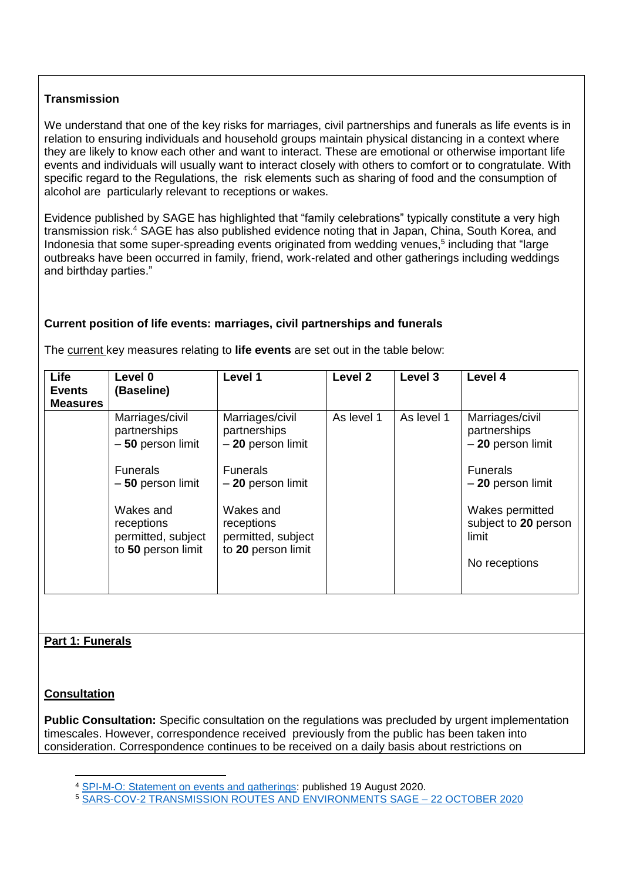**Transmission**

We understand that one of the key risks for marriages, civil partnerships and funerals as life events is in relation to ensuring individuals and household groups maintain physical distancing in a context where they are likely to know each other and want to interact. These are emotional or otherwise important life events and individuals will usually want to interact closely with others to comfort or to congratulate. With specific regard to the Regulations, the risk elements such as sharing of food and the consumption of alcohol are particularly relevant to receptions or wakes.

Evidence published by SAGE has highlighted that "family celebrations" typically constitute a very high transmission risk.[4] SAGE has also published evidence noting that in Japan, China, South Korea, and Indonesia that some super-spreading events originated from wedding venues,[5] including that "large outbreaks have been occurred in family, friend, work-related and other gatherings including weddings and birthday parties."

**Current position of life events: marriages, civil partnerships and funerals**

The current key measures relating to **life events** are set out in the table below:

| Life Events Measures | Level 0 (Baseline) | Level 1 | Level 2 | Level 3 | Level 4 |
|---|---|---|---|---|---|
| | Marriages/civil partnerships – **50** person limit<br><br>Funerals – **50** person limit<br><br>Wakes and receptions permitted, subject to **50** person limit | Marriages/civil partnerships – **20** person limit<br><br>Funerals – **20** person limit<br><br>Wakes and receptions permitted, subject to **20** person limit | As level 1 | As level 1 | Marriages/civil partnerships – **20** person limit<br><br>Funerals – **20** person limit<br><br>Wakes permitted subject to **20** person limit<br><br>No receptions |

**Part 1: Funerals**

**Consultation**

**Public Consultation:** Specific consultation on the regulations was precluded by urgent implementation timescales. However, correspondence received previously from the public has been taken into consideration. Correspondence continues to be received on a daily basis about restrictions on

[4] SPI-M-O: Statement on events and gatherings: published 19 August 2020.

[5] SARS-COV-2 TRANSMISSION ROUTES AND ENVIRONMENTS SAGE – 22 OCTOBER 2020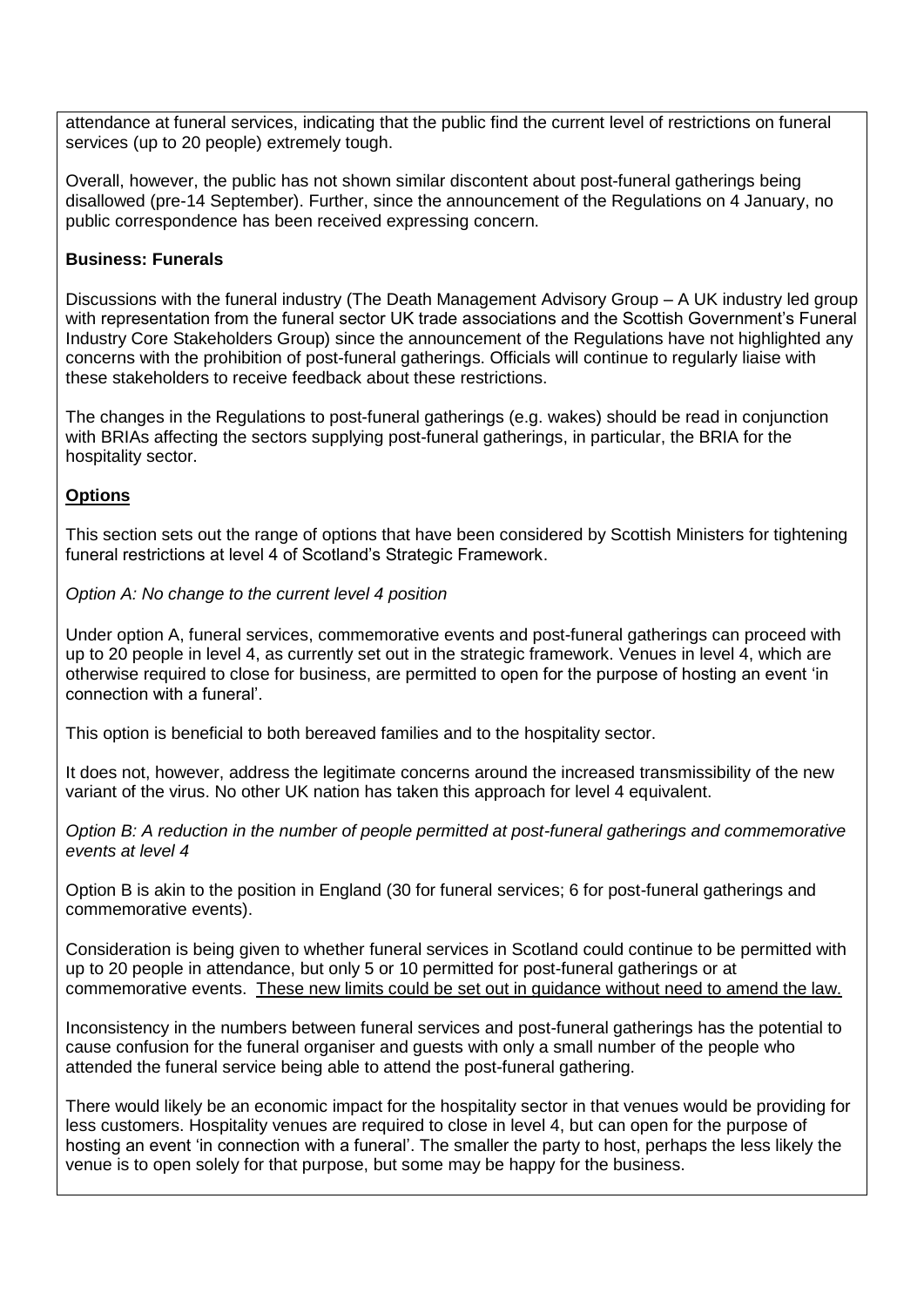attendance at funeral services, indicating that the public find the current level of restrictions on funeral services (up to 20 people) extremely tough.

Overall, however, the public has not shown similar discontent about post-funeral gatherings being disallowed (pre-14 September). Further, since the announcement of the Regulations on 4 January, no public correspondence has been received expressing concern.

**Business: Funerals**

Discussions with the funeral industry (The Death Management Advisory Group – A UK industry led group with representation from the funeral sector UK trade associations and the Scottish Government's Funeral Industry Core Stakeholders Group) since the announcement of the Regulations have not highlighted any concerns with the prohibition of post-funeral gatherings. Officials will continue to regularly liaise with these stakeholders to receive feedback about these restrictions.

The changes in the Regulations to post-funeral gatherings (e.g. wakes) should be read in conjunction with BRIAs affecting the sectors supplying post-funeral gatherings, in particular, the BRIA for the hospitality sector.

**<u>Options</u>**

This section sets out the range of options that have been considered by Scottish Ministers for tightening funeral restrictions at level 4 of Scotland's Strategic Framework.

*Option A: No change to the current level 4 position*

Under option A, funeral services, commemorative events and post-funeral gatherings can proceed with up to 20 people in level 4, as currently set out in the strategic framework. Venues in level 4, which are otherwise required to close for business, are permitted to open for the purpose of hosting an event 'in connection with a funeral'.

This option is beneficial to both bereaved families and to the hospitality sector.

It does not, however, address the legitimate concerns around the increased transmissibility of the new variant of the virus. No other UK nation has taken this approach for level 4 equivalent.

*Option B: A reduction in the number of people permitted at post-funeral gatherings and commemorative events at level 4*

Option B is akin to the position in England (30 for funeral services; 6 for post-funeral gatherings and commemorative events).

Consideration is being given to whether funeral services in Scotland could continue to be permitted with up to 20 people in attendance, but only 5 or 10 permitted for post-funeral gatherings or at commemorative events. <u>These new limits could be set out in guidance without need to amend the law.</u>

Inconsistency in the numbers between funeral services and post-funeral gatherings has the potential to cause confusion for the funeral organiser and guests with only a small number of the people who attended the funeral service being able to attend the post-funeral gathering.

There would likely be an economic impact for the hospitality sector in that venues would be providing for less customers. Hospitality venues are required to close in level 4, but can open for the purpose of hosting an event 'in connection with a funeral'. The smaller the party to host, perhaps the less likely the venue is to open solely for that purpose, but some may be happy for the business.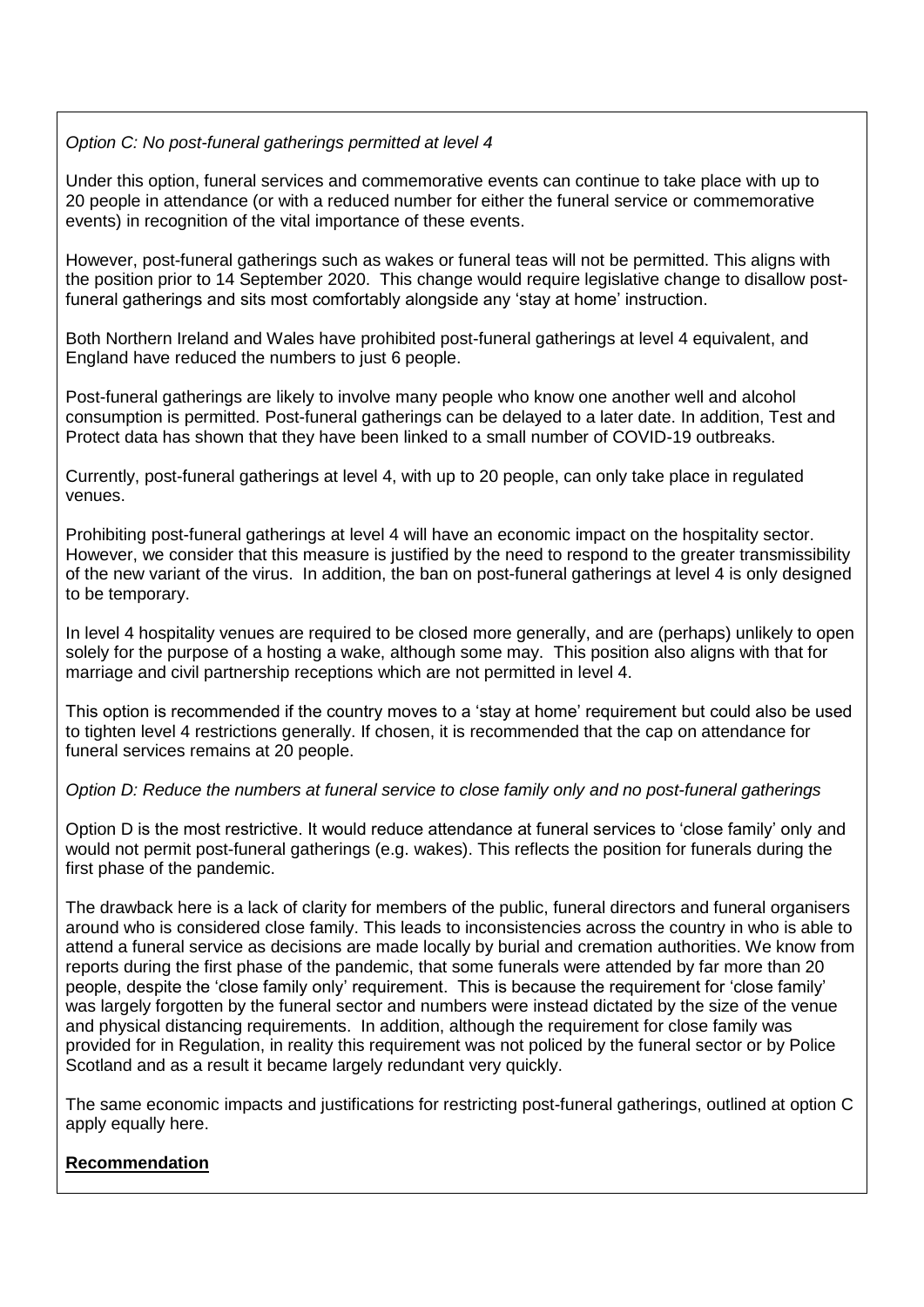*Option C: No post-funeral gatherings permitted at level 4*

Under this option, funeral services and commemorative events can continue to take place with up to 20 people in attendance (or with a reduced number for either the funeral service or commemorative events) in recognition of the vital importance of these events.

However, post-funeral gatherings such as wakes or funeral teas will not be permitted. This aligns with the position prior to 14 September 2020. This change would require legislative change to disallow post-funeral gatherings and sits most comfortably alongside any 'stay at home' instruction.

Both Northern Ireland and Wales have prohibited post-funeral gatherings at level 4 equivalent, and England have reduced the numbers to just 6 people.

Post-funeral gatherings are likely to involve many people who know one another well and alcohol consumption is permitted. Post-funeral gatherings can be delayed to a later date. In addition, Test and Protect data has shown that they have been linked to a small number of COVID-19 outbreaks.

Currently, post-funeral gatherings at level 4, with up to 20 people, can only take place in regulated venues.

Prohibiting post-funeral gatherings at level 4 will have an economic impact on the hospitality sector. However, we consider that this measure is justified by the need to respond to the greater transmissibility of the new variant of the virus. In addition, the ban on post-funeral gatherings at level 4 is only designed to be temporary.

In level 4 hospitality venues are required to be closed more generally, and are (perhaps) unlikely to open solely for the purpose of a hosting a wake, although some may. This position also aligns with that for marriage and civil partnership receptions which are not permitted in level 4.

This option is recommended if the country moves to a 'stay at home' requirement but could also be used to tighten level 4 restrictions generally. If chosen, it is recommended that the cap on attendance for funeral services remains at 20 people.

*Option D: Reduce the numbers at funeral service to close family only and no post-funeral gatherings*

Option D is the most restrictive. It would reduce attendance at funeral services to 'close family' only and would not permit post-funeral gatherings (e.g. wakes). This reflects the position for funerals during the first phase of the pandemic.

The drawback here is a lack of clarity for members of the public, funeral directors and funeral organisers around who is considered close family. This leads to inconsistencies across the country in who is able to attend a funeral service as decisions are made locally by burial and cremation authorities. We know from reports during the first phase of the pandemic, that some funerals were attended by far more than 20 people, despite the 'close family only' requirement. This is because the requirement for 'close family' was largely forgotten by the funeral sector and numbers were instead dictated by the size of the venue and physical distancing requirements. In addition, although the requirement for close family was provided for in Regulation, in reality this requirement was not policed by the funeral sector or by Police Scotland and as a result it became largely redundant very quickly.

The same economic impacts and justifications for restricting post-funeral gatherings, outlined at option C apply equally here.

**Recommendation**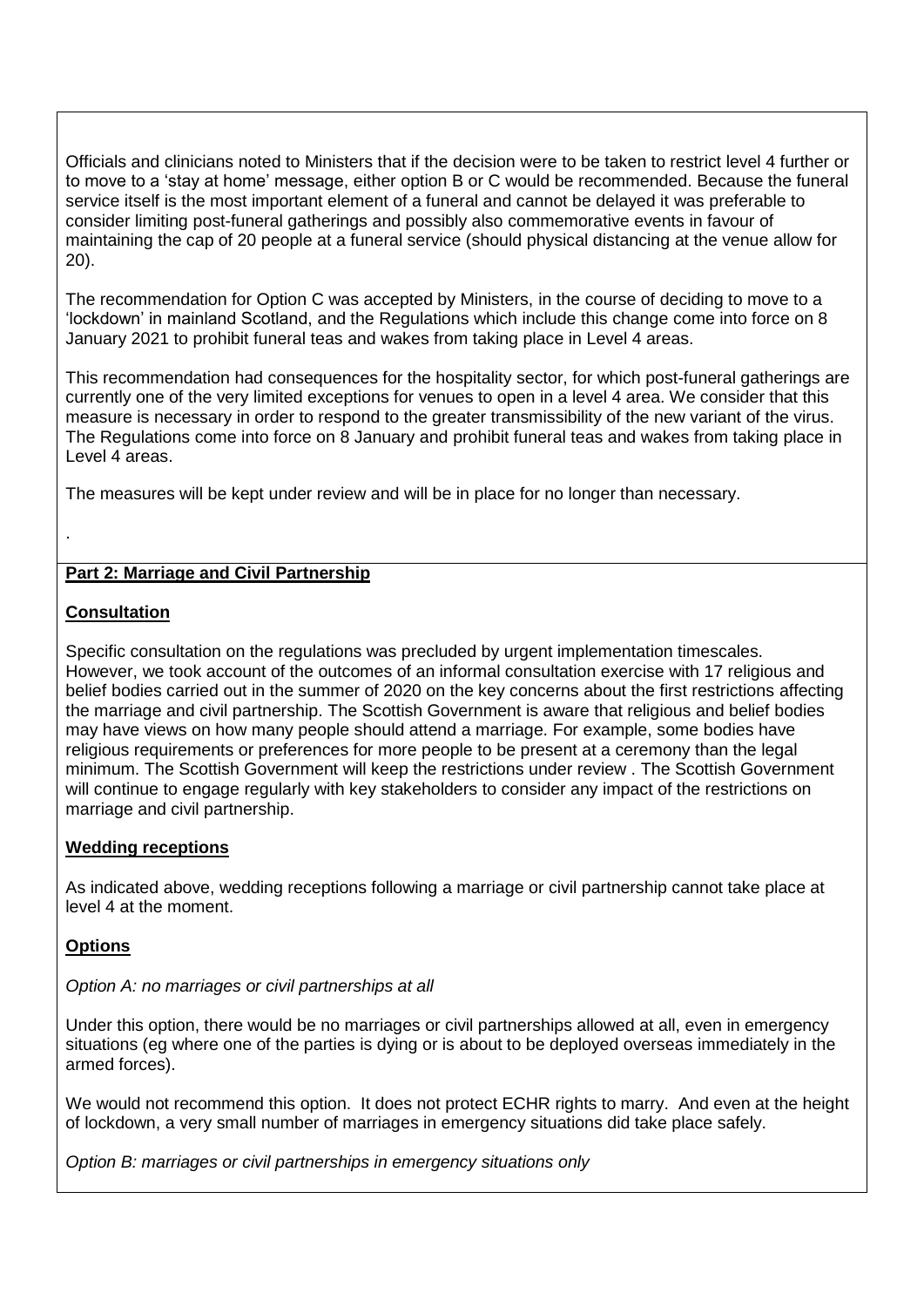Officials and clinicians noted to Ministers that if the decision were to be taken to restrict level 4 further or to move to a 'stay at home' message, either option B or C would be recommended. Because the funeral service itself is the most important element of a funeral and cannot be delayed it was preferable to consider limiting post-funeral gatherings and possibly also commemorative events in favour of maintaining the cap of 20 people at a funeral service (should physical distancing at the venue allow for 20).

The recommendation for Option C was accepted by Ministers, in the course of deciding to move to a 'lockdown' in mainland Scotland, and the Regulations which include this change come into force on 8 January 2021 to prohibit funeral teas and wakes from taking place in Level 4 areas.

This recommendation had consequences for the hospitality sector, for which post-funeral gatherings are currently one of the very limited exceptions for venues to open in a level 4 area. We consider that this measure is necessary in order to respond to the greater transmissibility of the new variant of the virus. The Regulations come into force on 8 January and prohibit funeral teas and wakes from taking place in Level 4 areas.

The measures will be kept under review and will be in place for no longer than necessary.

.

**Part 2: Marriage and Civil Partnership**

**Consultation**

Specific consultation on the regulations was precluded by urgent implementation timescales. However, we took account of the outcomes of an informal consultation exercise with 17 religious and belief bodies carried out in the summer of 2020 on the key concerns about the first restrictions affecting the marriage and civil partnership. The Scottish Government is aware that religious and belief bodies may have views on how many people should attend a marriage. For example, some bodies have religious requirements or preferences for more people to be present at a ceremony than the legal minimum. The Scottish Government will keep the restrictions under review . The Scottish Government will continue to engage regularly with key stakeholders to consider any impact of the restrictions on marriage and civil partnership.

**Wedding receptions**

As indicated above, wedding receptions following a marriage or civil partnership cannot take place at level 4 at the moment.

**Options**

*Option A: no marriages or civil partnerships at all*

Under this option, there would be no marriages or civil partnerships allowed at all, even in emergency situations (eg where one of the parties is dying or is about to be deployed overseas immediately in the armed forces).

We would not recommend this option. It does not protect ECHR rights to marry. And even at the height of lockdown, a very small number of marriages in emergency situations did take place safely.

*Option B: marriages or civil partnerships in emergency situations only*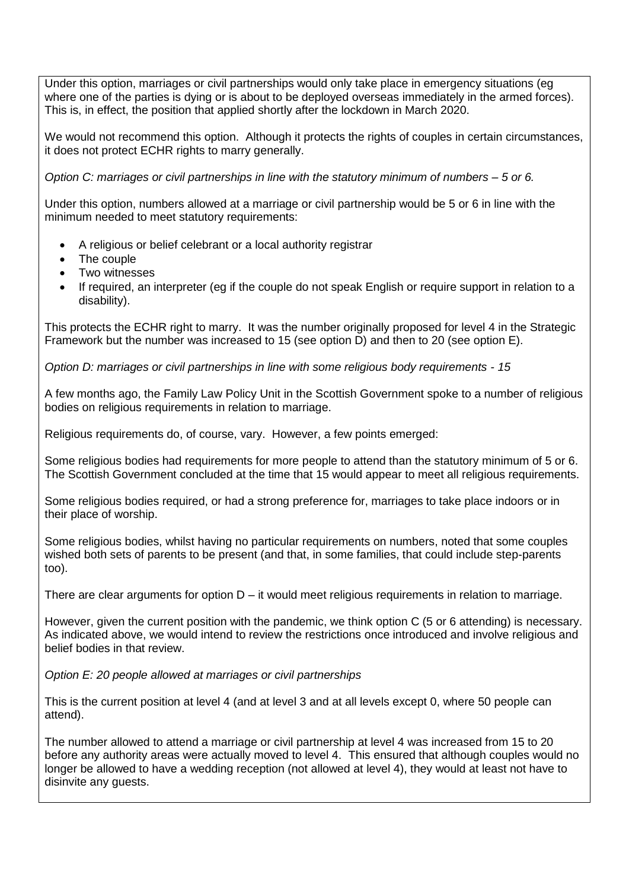Under this option, marriages or civil partnerships would only take place in emergency situations (eg where one of the parties is dying or is about to be deployed overseas immediately in the armed forces). This is, in effect, the position that applied shortly after the lockdown in March 2020.

We would not recommend this option. Although it protects the rights of couples in certain circumstances, it does not protect ECHR rights to marry generally.

*Option C: marriages or civil partnerships in line with the statutory minimum of numbers – 5 or 6.*

Under this option, numbers allowed at a marriage or civil partnership would be 5 or 6 in line with the minimum needed to meet statutory requirements:

- A religious or belief celebrant or a local authority registrar
- The couple
- Two witnesses
- If required, an interpreter (eg if the couple do not speak English or require support in relation to a disability).

This protects the ECHR right to marry. It was the number originally proposed for level 4 in the Strategic Framework but the number was increased to 15 (see option D) and then to 20 (see option E).

*Option D: marriages or civil partnerships in line with some religious body requirements - 15*

A few months ago, the Family Law Policy Unit in the Scottish Government spoke to a number of religious bodies on religious requirements in relation to marriage.

Religious requirements do, of course, vary. However, a few points emerged:

Some religious bodies had requirements for more people to attend than the statutory minimum of 5 or 6. The Scottish Government concluded at the time that 15 would appear to meet all religious requirements.

Some religious bodies required, or had a strong preference for, marriages to take place indoors or in their place of worship.

Some religious bodies, whilst having no particular requirements on numbers, noted that some couples wished both sets of parents to be present (and that, in some families, that could include step-parents too).

There are clear arguments for option D – it would meet religious requirements in relation to marriage.

However, given the current position with the pandemic, we think option C (5 or 6 attending) is necessary. As indicated above, we would intend to review the restrictions once introduced and involve religious and belief bodies in that review.

*Option E: 20 people allowed at marriages or civil partnerships*

This is the current position at level 4 (and at level 3 and at all levels except 0, where 50 people can attend).

The number allowed to attend a marriage or civil partnership at level 4 was increased from 15 to 20 before any authority areas were actually moved to level 4. This ensured that although couples would no longer be allowed to have a wedding reception (not allowed at level 4), they would at least not have to disinvite any guests.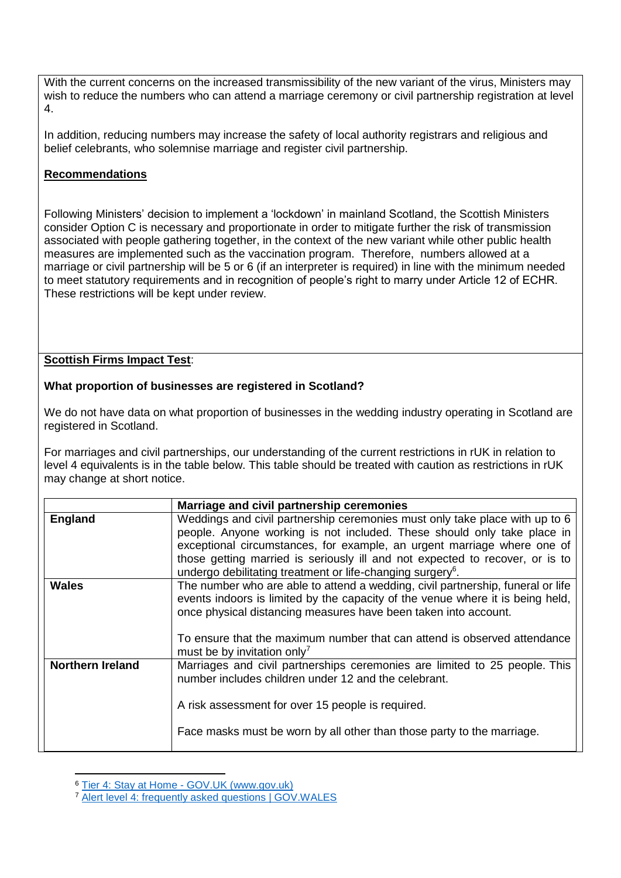With the current concerns on the increased transmissibility of the new variant of the virus, Ministers may wish to reduce the numbers who can attend a marriage ceremony or civil partnership registration at level 4.

In addition, reducing numbers may increase the safety of local authority registrars and religious and belief celebrants, who solemnise marriage and register civil partnership.

**Recommendations**

Following Ministers' decision to implement a 'lockdown' in mainland Scotland, the Scottish Ministers consider Option C is necessary and proportionate in order to mitigate further the risk of transmission associated with people gathering together, in the context of the new variant while other public health measures are implemented such as the vaccination program. Therefore, numbers allowed at a marriage or civil partnership will be 5 or 6 (if an interpreter is required) in line with the minimum needed to meet statutory requirements and in recognition of people's right to marry under Article 12 of ECHR. These restrictions will be kept under review.

**Scottish Firms Impact Test**:

**What proportion of businesses are registered in Scotland?**

We do not have data on what proportion of businesses in the wedding industry operating in Scotland are registered in Scotland.

For marriages and civil partnerships, our understanding of the current restrictions in rUK in relation to level 4 equivalents is in the table below. This table should be treated with caution as restrictions in rUK may change at short notice.

| | **Marriage and civil partnership ceremonies** |
|---|---|
| **England** | Weddings and civil partnership ceremonies must only take place with up to 6 people. Anyone working is not included. These should only take place in exceptional circumstances, for example, an urgent marriage where one of those getting married is seriously ill and not expected to recover, or is to undergo debilitating treatment or life-changing surgery[6]. |
| **Wales** | The number who are able to attend a wedding, civil partnership, funeral or life events indoors is limited by the capacity of the venue where it is being held, once physical distancing measures have been taken into account.<br><br>To ensure that the maximum number that can attend is observed attendance must be by invitation only[7] |
| **Northern Ireland** | Marriages and civil partnerships ceremonies are limited to 25 people. This number includes children under 12 and the celebrant.<br><br>A risk assessment for over 15 people is required.<br><br>Face masks must be worn by all other than those party to the marriage. |

[6] Tier 4: Stay at Home - GOV.UK (www.gov.uk)

[7] Alert level 4: frequently asked questions | GOV.WALES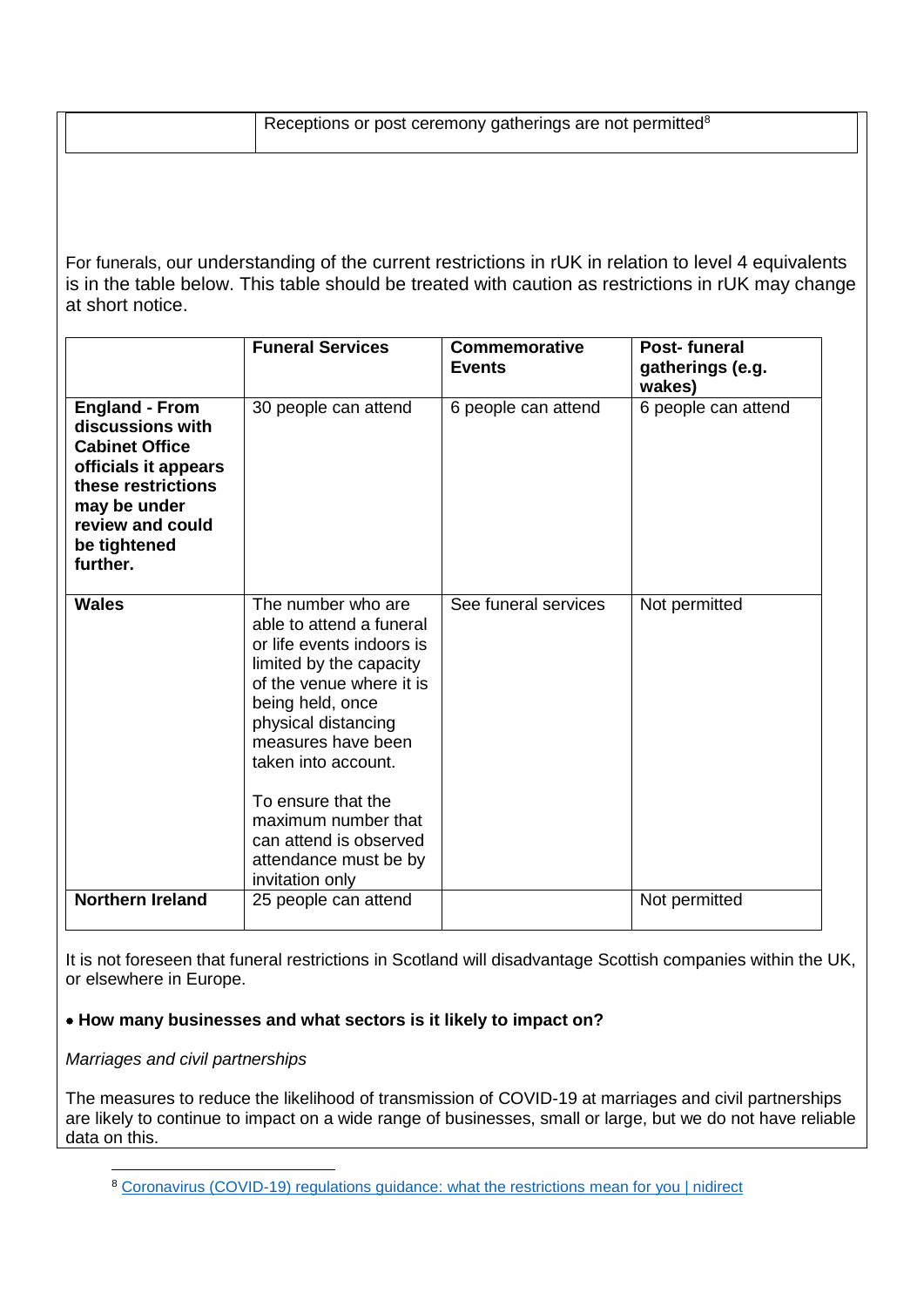| | Receptions or post ceremony gatherings are not permitted[8] |
|---|---|

For funerals, our understanding of the current restrictions in rUK in relation to level 4 equivalents is in the table below. This table should be treated with caution as restrictions in rUK may change at short notice.

| | **Funeral Services** | **Commemorative Events** | **Post- funeral gatherings (e.g. wakes)** |
|---|---|---|---|
| **England - From discussions with Cabinet Office officials it appears these restrictions may be under review and could be tightened further.** | 30 people can attend | 6 people can attend | 6 people can attend |
| **Wales** | The number who are able to attend a funeral or life events indoors is limited by the capacity of the venue where it is being held, once physical distancing measures have been taken into account.<br><br>To ensure that the maximum number that can attend is observed attendance must be by invitation only | See funeral services | Not permitted |
| **Northern Ireland** | 25 people can attend | | Not permitted |

It is not foreseen that funeral restrictions in Scotland will disadvantage Scottish companies within the UK, or elsewhere in Europe.

- **How many businesses and what sectors is it likely to impact on?**

*Marriages and civil partnerships*

The measures to reduce the likelihood of transmission of COVID-19 at marriages and civil partnerships are likely to continue to impact on a wide range of businesses, small or large, but we do not have reliable data on this.

[8] Coronavirus (COVID-19) regulations guidance: what the restrictions mean for you | nidirect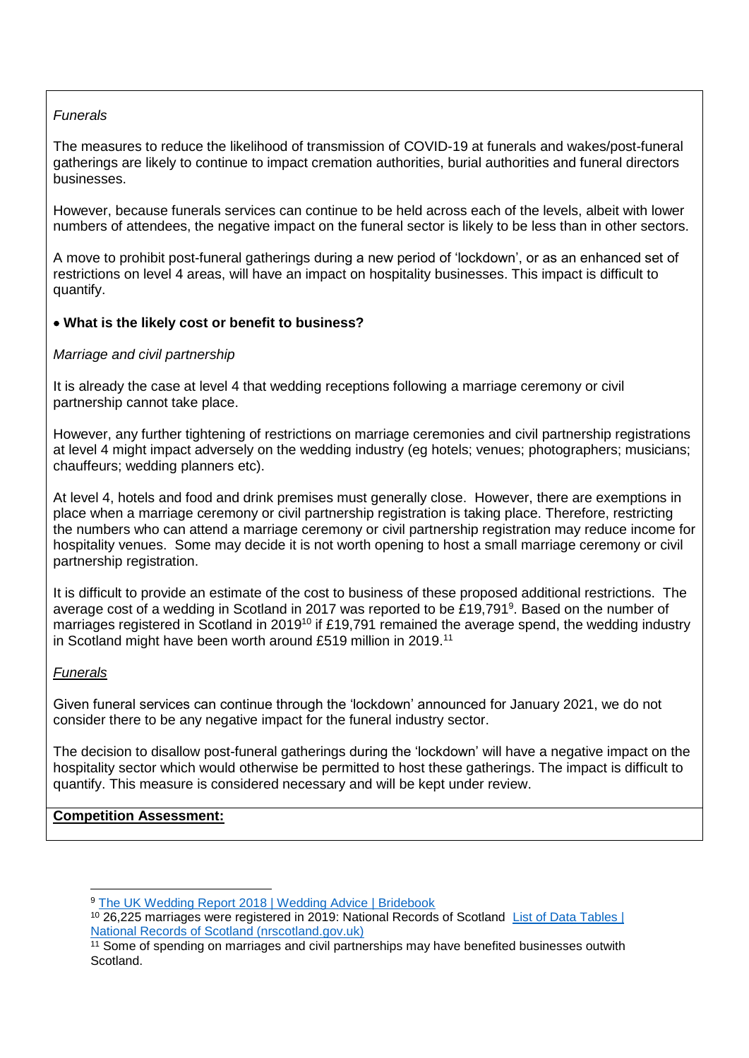*Funerals*

The measures to reduce the likelihood of transmission of COVID-19 at funerals and wakes/post-funeral gatherings are likely to continue to impact cremation authorities, burial authorities and funeral directors businesses.

However, because funerals services can continue to be held across each of the levels, albeit with lower numbers of attendees, the negative impact on the funeral sector is likely to be less than in other sectors.

A move to prohibit post-funeral gatherings during a new period of 'lockdown', or as an enhanced set of restrictions on level 4 areas, will have an impact on hospitality businesses. This impact is difficult to quantify.

- **What is the likely cost or benefit to business?**

*Marriage and civil partnership*

It is already the case at level 4 that wedding receptions following a marriage ceremony or civil partnership cannot take place.

However, any further tightening of restrictions on marriage ceremonies and civil partnership registrations at level 4 might impact adversely on the wedding industry (eg hotels; venues; photographers; musicians; chauffeurs; wedding planners etc).

At level 4, hotels and food and drink premises must generally close. However, there are exemptions in place when a marriage ceremony or civil partnership registration is taking place. Therefore, restricting the numbers who can attend a marriage ceremony or civil partnership registration may reduce income for hospitality venues. Some may decide it is not worth opening to host a small marriage ceremony or civil partnership registration.

It is difficult to provide an estimate of the cost to business of these proposed additional restrictions. The average cost of a wedding in Scotland in 2017 was reported to be £19,791[9]. Based on the number of marriages registered in Scotland in 2019[10] if £19,791 remained the average spend, the wedding industry in Scotland might have been worth around £519 million in 2019.[11]

*Funerals*

Given funeral services can continue through the 'lockdown' announced for January 2021, we do not consider there to be any negative impact for the funeral industry sector.

The decision to disallow post-funeral gatherings during the 'lockdown' will have a negative impact on the hospitality sector which would otherwise be permitted to host these gatherings. The impact is difficult to quantify. This measure is considered necessary and will be kept under review.

**Competition Assessment:**

---

[9] The UK Wedding Report 2018 | Wedding Advice | Bridebook

[10] 26,225 marriages were registered in 2019: National Records of Scotland List of Data Tables | National Records of Scotland (nrscotland.gov.uk)

[11] Some of spending on marriages and civil partnerships may have benefited businesses outwith Scotland.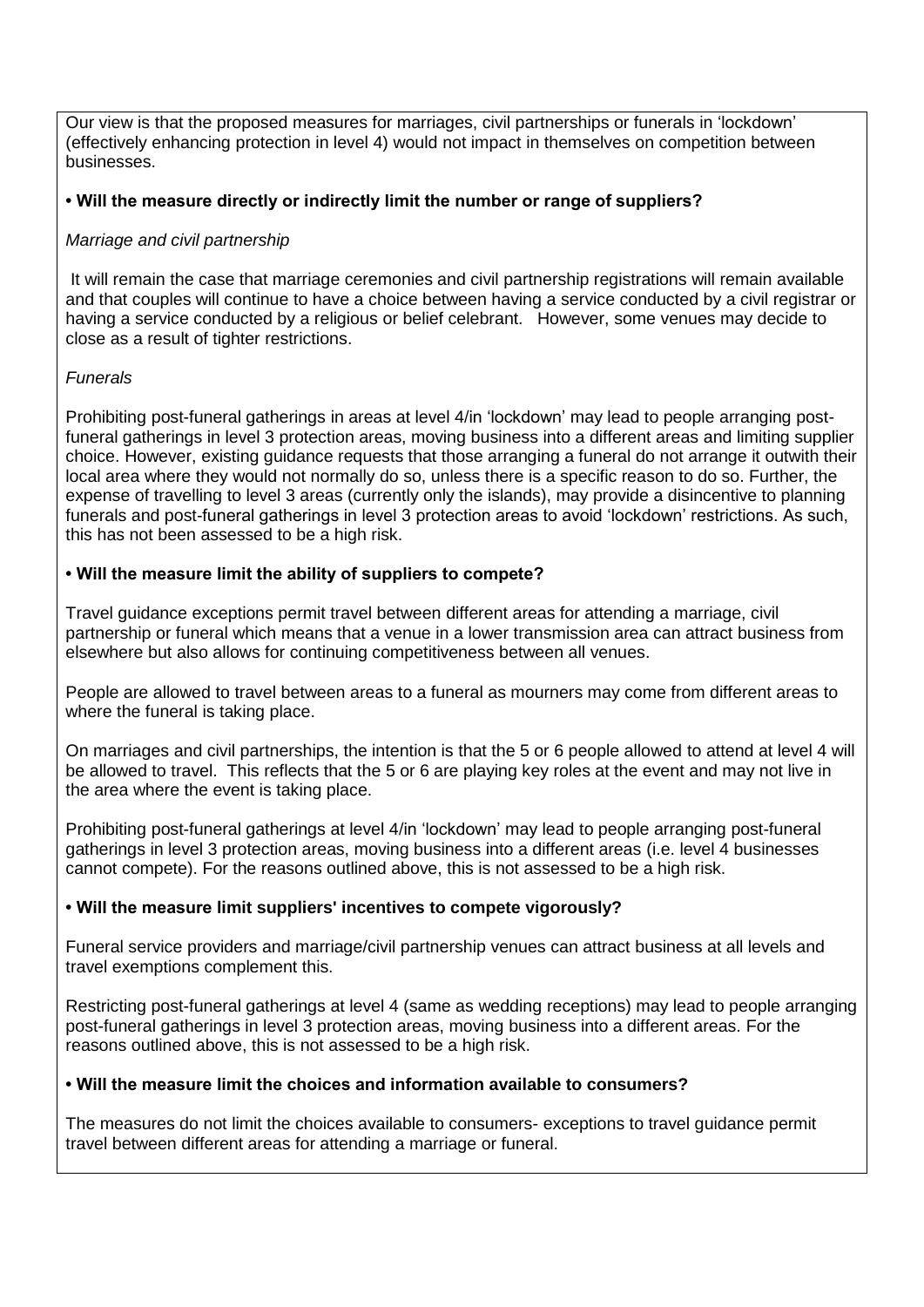Our view is that the proposed measures for marriages, civil partnerships or funerals in 'lockdown' (effectively enhancing protection in level 4) would not impact in themselves on competition between businesses.

**• Will the measure directly or indirectly limit the number or range of suppliers?**

*Marriage and civil partnership*

It will remain the case that marriage ceremonies and civil partnership registrations will remain available and that couples will continue to have a choice between having a service conducted by a civil registrar or having a service conducted by a religious or belief celebrant. However, some venues may decide to close as a result of tighter restrictions.

*Funerals*

Prohibiting post-funeral gatherings in areas at level 4/in 'lockdown' may lead to people arranging post-funeral gatherings in level 3 protection areas, moving business into a different areas and limiting supplier choice. However, existing guidance requests that those arranging a funeral do not arrange it outwith their local area where they would not normally do so, unless there is a specific reason to do so. Further, the expense of travelling to level 3 areas (currently only the islands), may provide a disincentive to planning funerals and post-funeral gatherings in level 3 protection areas to avoid 'lockdown' restrictions. As such, this has not been assessed to be a high risk.

**• Will the measure limit the ability of suppliers to compete?**

Travel guidance exceptions permit travel between different areas for attending a marriage, civil partnership or funeral which means that a venue in a lower transmission area can attract business from elsewhere but also allows for continuing competitiveness between all venues.

People are allowed to travel between areas to a funeral as mourners may come from different areas to where the funeral is taking place.

On marriages and civil partnerships, the intention is that the 5 or 6 people allowed to attend at level 4 will be allowed to travel. This reflects that the 5 or 6 are playing key roles at the event and may not live in the area where the event is taking place.

Prohibiting post-funeral gatherings at level 4/in 'lockdown' may lead to people arranging post-funeral gatherings in level 3 protection areas, moving business into a different areas (i.e. level 4 businesses cannot compete). For the reasons outlined above, this is not assessed to be a high risk.

**• Will the measure limit suppliers' incentives to compete vigorously?**

Funeral service providers and marriage/civil partnership venues can attract business at all levels and travel exemptions complement this.

Restricting post-funeral gatherings at level 4 (same as wedding receptions) may lead to people arranging post-funeral gatherings in level 3 protection areas, moving business into a different areas. For the reasons outlined above, this is not assessed to be a high risk.

**• Will the measure limit the choices and information available to consumers?**

The measures do not limit the choices available to consumers- exceptions to travel guidance permit travel between different areas for attending a marriage or funeral.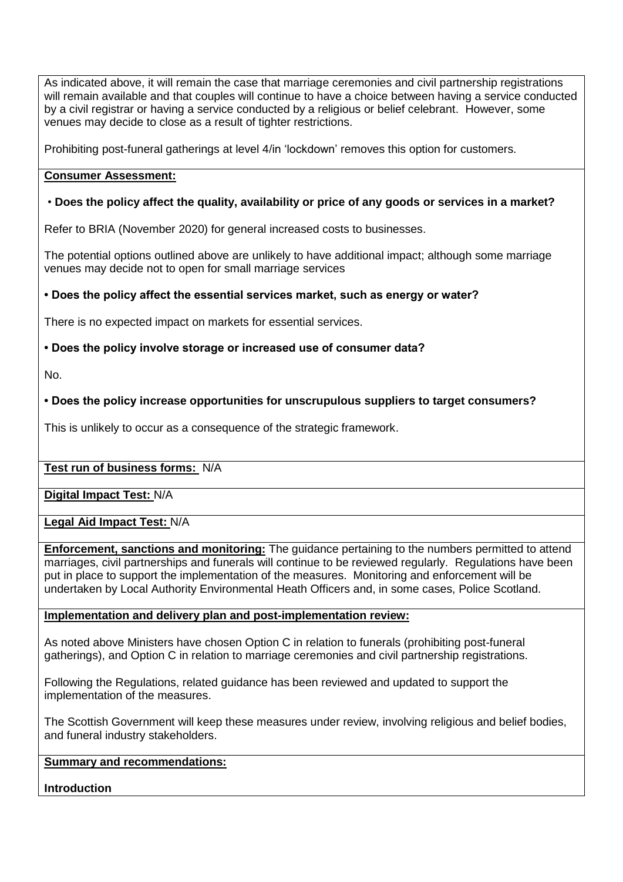As indicated above, it will remain the case that marriage ceremonies and civil partnership registrations will remain available and that couples will continue to have a choice between having a service conducted by a civil registrar or having a service conducted by a religious or belief celebrant. However, some venues may decide to close as a result of tighter restrictions.

Prohibiting post-funeral gatherings at level 4/in 'lockdown' removes this option for customers.

**Consumer Assessment:**

- **Does the policy affect the quality, availability or price of any goods or services in a market?**

Refer to BRIA (November 2020) for general increased costs to businesses.

The potential options outlined above are unlikely to have additional impact; although some marriage venues may decide not to open for small marriage services

- **Does the policy affect the essential services market, such as energy or water?**

There is no expected impact on markets for essential services.

- **Does the policy involve storage or increased use of consumer data?**

No.

- **Does the policy increase opportunities for unscrupulous suppliers to target consumers?**

This is unlikely to occur as a consequence of the strategic framework.

**Test run of business forms:** N/A

**Digital Impact Test:** N/A

**Legal Aid Impact Test:** N/A

**Enforcement, sanctions and monitoring:** The guidance pertaining to the numbers permitted to attend marriages, civil partnerships and funerals will continue to be reviewed regularly. Regulations have been put in place to support the implementation of the measures. Monitoring and enforcement will be undertaken by Local Authority Environmental Heath Officers and, in some cases, Police Scotland.

**Implementation and delivery plan and post-implementation review:**

As noted above Ministers have chosen Option C in relation to funerals (prohibiting post-funeral gatherings), and Option C in relation to marriage ceremonies and civil partnership registrations.

Following the Regulations, related guidance has been reviewed and updated to support the implementation of the measures.

The Scottish Government will keep these measures under review, involving religious and belief bodies, and funeral industry stakeholders.

**Summary and recommendations:**

**Introduction**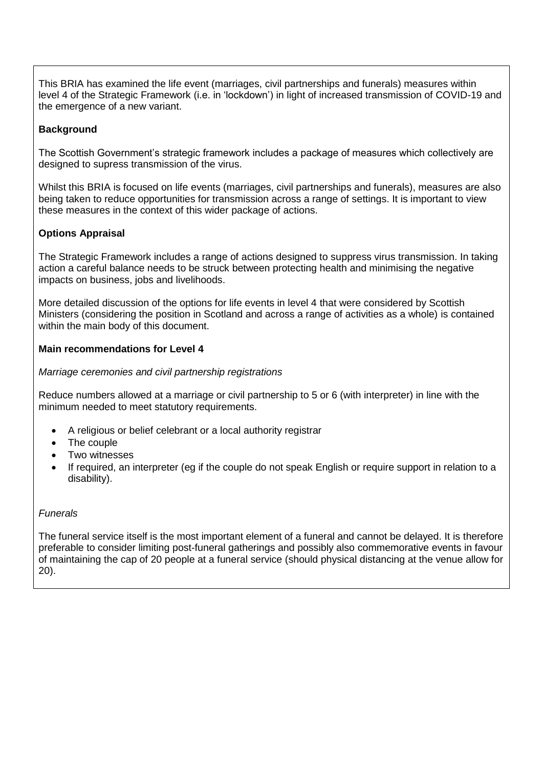This BRIA has examined the life event (marriages, civil partnerships and funerals) measures within level 4 of the Strategic Framework (i.e. in 'lockdown') in light of increased transmission of COVID-19 and the emergence of a new variant.

**Background**

The Scottish Government's strategic framework includes a package of measures which collectively are designed to supress transmission of the virus.

Whilst this BRIA is focused on life events (marriages, civil partnerships and funerals), measures are also being taken to reduce opportunities for transmission across a range of settings. It is important to view these measures in the context of this wider package of actions.

**Options Appraisal**

The Strategic Framework includes a range of actions designed to suppress virus transmission. In taking action a careful balance needs to be struck between protecting health and minimising the negative impacts on business, jobs and livelihoods.

More detailed discussion of the options for life events in level 4 that were considered by Scottish Ministers (considering the position in Scotland and across a range of activities as a whole) is contained within the main body of this document.

**Main recommendations for Level 4**

*Marriage ceremonies and civil partnership registrations*

Reduce numbers allowed at a marriage or civil partnership to 5 or 6 (with interpreter) in line with the minimum needed to meet statutory requirements.

- A religious or belief celebrant or a local authority registrar
- The couple
- Two witnesses
- If required, an interpreter (eg if the couple do not speak English or require support in relation to a disability).

*Funerals*

The funeral service itself is the most important element of a funeral and cannot be delayed. It is therefore preferable to consider limiting post-funeral gatherings and possibly also commemorative events in favour of maintaining the cap of 20 people at a funeral service (should physical distancing at the venue allow for 20).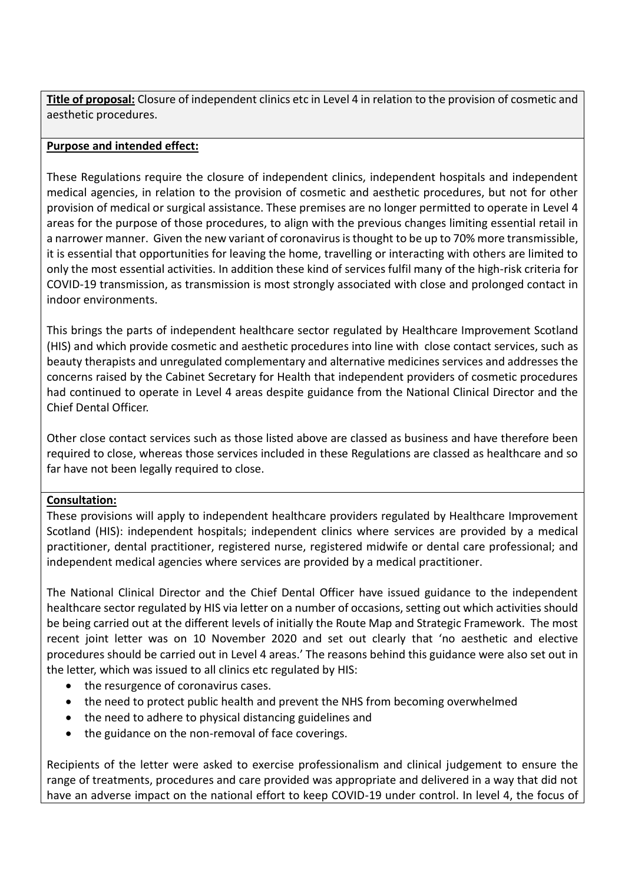**Title of proposal:** Closure of independent clinics etc in Level 4 in relation to the provision of cosmetic and aesthetic procedures.

**Purpose and intended effect:**

These Regulations require the closure of independent clinics, independent hospitals and independent medical agencies, in relation to the provision of cosmetic and aesthetic procedures, but not for other provision of medical or surgical assistance. These premises are no longer permitted to operate in Level 4 areas for the purpose of those procedures, to align with the previous changes limiting essential retail in a narrower manner. Given the new variant of coronavirus is thought to be up to 70% more transmissible, it is essential that opportunities for leaving the home, travelling or interacting with others are limited to only the most essential activities. In addition these kind of services fulfil many of the high-risk criteria for COVID-19 transmission, as transmission is most strongly associated with close and prolonged contact in indoor environments.

This brings the parts of independent healthcare sector regulated by Healthcare Improvement Scotland (HIS) and which provide cosmetic and aesthetic procedures into line with close contact services, such as beauty therapists and unregulated complementary and alternative medicines services and addresses the concerns raised by the Cabinet Secretary for Health that independent providers of cosmetic procedures had continued to operate in Level 4 areas despite guidance from the National Clinical Director and the Chief Dental Officer.

Other close contact services such as those listed above are classed as business and have therefore been required to close, whereas those services included in these Regulations are classed as healthcare and so far have not been legally required to close.

**Consultation:**

These provisions will apply to independent healthcare providers regulated by Healthcare Improvement Scotland (HIS): independent hospitals; independent clinics where services are provided by a medical practitioner, dental practitioner, registered nurse, registered midwife or dental care professional; and independent medical agencies where services are provided by a medical practitioner.

The National Clinical Director and the Chief Dental Officer have issued guidance to the independent healthcare sector regulated by HIS via letter on a number of occasions, setting out which activities should be being carried out at the different levels of initially the Route Map and Strategic Framework. The most recent joint letter was on 10 November 2020 and set out clearly that 'no aesthetic and elective procedures should be carried out in Level 4 areas.' The reasons behind this guidance were also set out in the letter, which was issued to all clinics etc regulated by HIS:

- the resurgence of coronavirus cases.
- the need to protect public health and prevent the NHS from becoming overwhelmed
- the need to adhere to physical distancing guidelines and
- the guidance on the non-removal of face coverings.

Recipients of the letter were asked to exercise professionalism and clinical judgement to ensure the range of treatments, procedures and care provided was appropriate and delivered in a way that did not have an adverse impact on the national effort to keep COVID-19 under control. In level 4, the focus of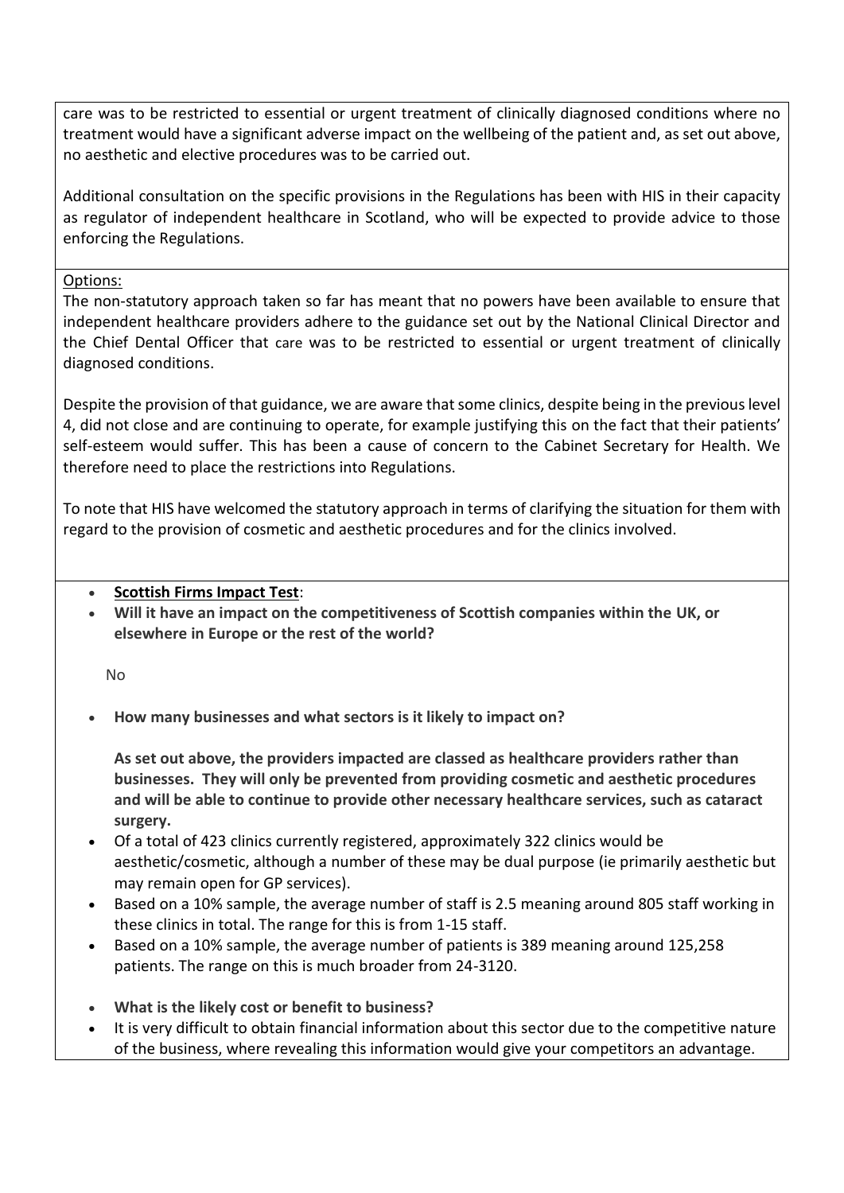care was to be restricted to essential or urgent treatment of clinically diagnosed conditions where no treatment would have a significant adverse impact on the wellbeing of the patient and, as set out above, no aesthetic and elective procedures was to be carried out.

Additional consultation on the specific provisions in the Regulations has been with HIS in their capacity as regulator of independent healthcare in Scotland, who will be expected to provide advice to those enforcing the Regulations.

Options:

The non-statutory approach taken so far has meant that no powers have been available to ensure that independent healthcare providers adhere to the guidance set out by the National Clinical Director and the Chief Dental Officer that care was to be restricted to essential or urgent treatment of clinically diagnosed conditions.

Despite the provision of that guidance, we are aware that some clinics, despite being in the previous level 4, did not close and are continuing to operate, for example justifying this on the fact that their patients' self-esteem would suffer. This has been a cause of concern to the Cabinet Secretary for Health. We therefore need to place the restrictions into Regulations.

To note that HIS have welcomed the statutory approach in terms of clarifying the situation for them with regard to the provision of cosmetic and aesthetic procedures and for the clinics involved.

- **Scottish Firms Impact Test**:
- **Will it have an impact on the competitiveness of Scottish companies within the UK, or elsewhere in Europe or the rest of the world?**

  No

- **How many businesses and what sectors is it likely to impact on?**

  **As set out above, the providers impacted are classed as healthcare providers rather than businesses. They will only be prevented from providing cosmetic and aesthetic procedures and will be able to continue to provide other necessary healthcare services, such as cataract surgery.**

- Of a total of 423 clinics currently registered, approximately 322 clinics would be aesthetic/cosmetic, although a number of these may be dual purpose (ie primarily aesthetic but may remain open for GP services).
- Based on a 10% sample, the average number of staff is 2.5 meaning around 805 staff working in these clinics in total. The range for this is from 1-15 staff.
- Based on a 10% sample, the average number of patients is 389 meaning around 125,258 patients. The range on this is much broader from 24-3120.

- **What is the likely cost or benefit to business?**
- It is very difficult to obtain financial information about this sector due to the competitive nature of the business, where revealing this information would give your competitors an advantage.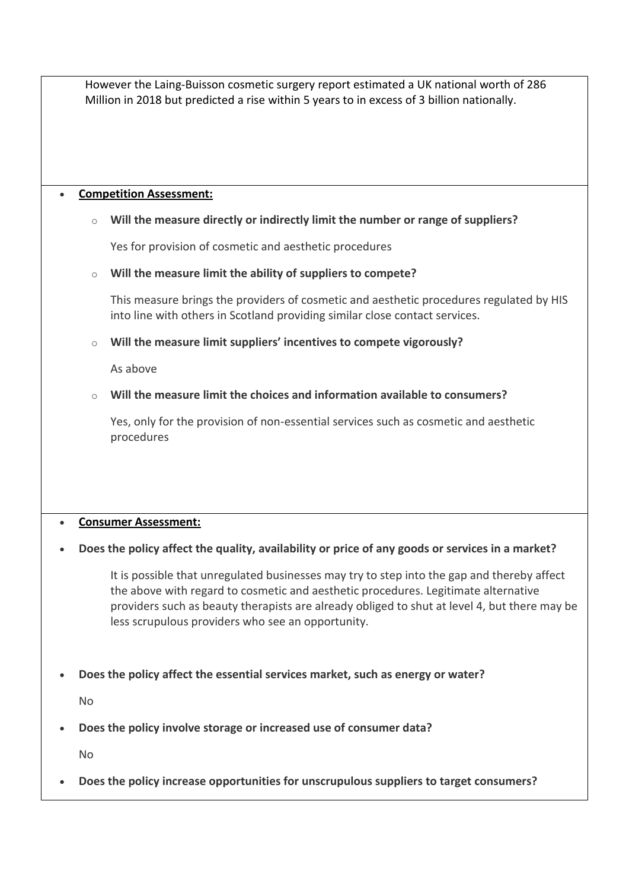However the Laing-Buisson cosmetic surgery report estimated a UK national worth of 286 Million in 2018 but predicted a rise within 5 years to in excess of 3 billion nationally.

- **Competition Assessment:**
  - **Will the measure directly or indirectly limit the number or range of suppliers?**

    Yes for provision of cosmetic and aesthetic procedures

  - **Will the measure limit the ability of suppliers to compete?**

    This measure brings the providers of cosmetic and aesthetic procedures regulated by HIS into line with others in Scotland providing similar close contact services.

  - **Will the measure limit suppliers' incentives to compete vigorously?**

    As above

  - **Will the measure limit the choices and information available to consumers?**

    Yes, only for the provision of non-essential services such as cosmetic and aesthetic procedures

- **Consumer Assessment:**

- **Does the policy affect the quality, availability or price of any goods or services in a market?**

  It is possible that unregulated businesses may try to step into the gap and thereby affect the above with regard to cosmetic and aesthetic procedures. Legitimate alternative providers such as beauty therapists are already obliged to shut at level 4, but there may be less scrupulous providers who see an opportunity.

- **Does the policy affect the essential services market, such as energy or water?**

  No

- **Does the policy involve storage or increased use of consumer data?**

  No

- **Does the policy increase opportunities for unscrupulous suppliers to target consumers?**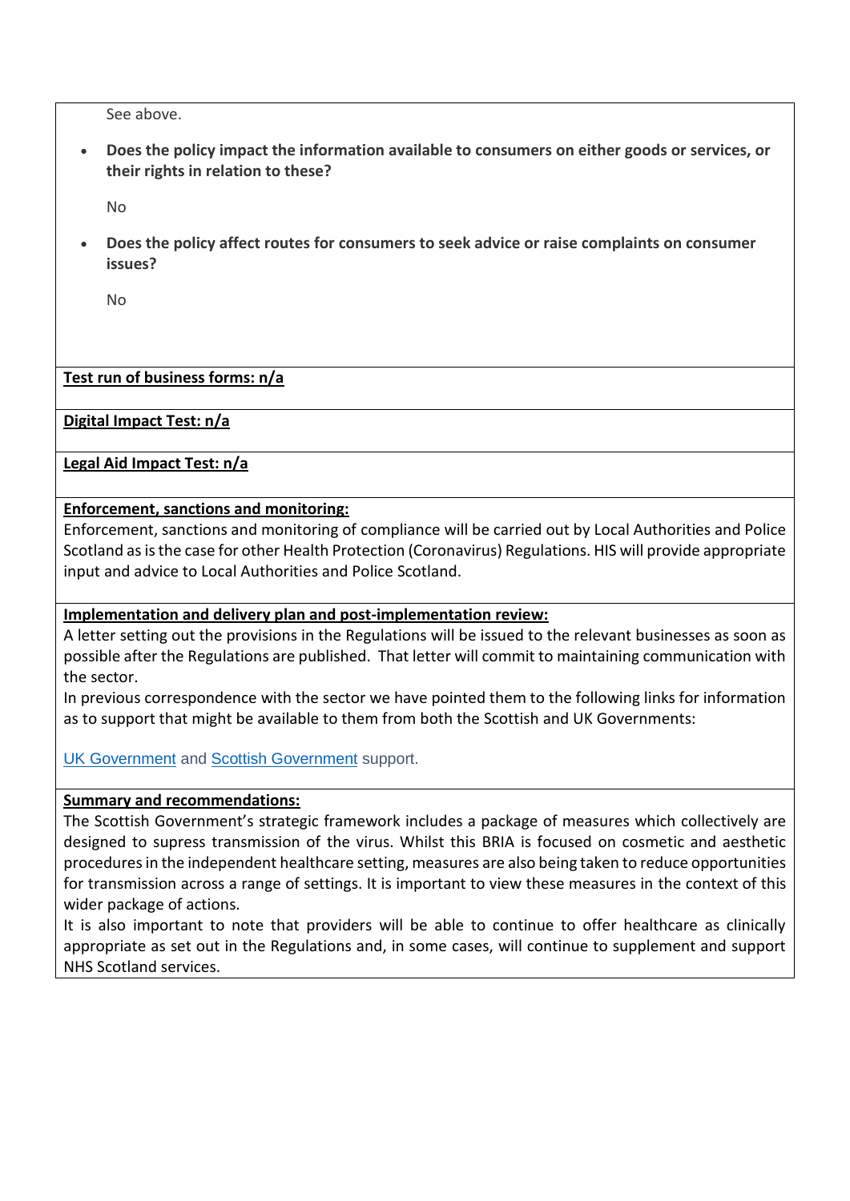See above.

- **Does the policy impact the information available to consumers on either goods or services, or their rights in relation to these?**

  No

- **Does the policy affect routes for consumers to seek advice or raise complaints on consumer issues?**

  No

**Test run of business forms: n/a**

**Digital Impact Test: n/a**

**Legal Aid Impact Test: n/a**

**Enforcement, sanctions and monitoring:**

Enforcement, sanctions and monitoring of compliance will be carried out by Local Authorities and Police Scotland as is the case for other Health Protection (Coronavirus) Regulations. HIS will provide appropriate input and advice to Local Authorities and Police Scotland.

**Implementation and delivery plan and post-implementation review:**

A letter setting out the provisions in the Regulations will be issued to the relevant businesses as soon as possible after the Regulations are published. That letter will commit to maintaining communication with the sector.

In previous correspondence with the sector we have pointed them to the following links for information as to support that might be available to them from both the Scottish and UK Governments:

UK Government and Scottish Government support.

**Summary and recommendations:**

The Scottish Government's strategic framework includes a package of measures which collectively are designed to supress transmission of the virus. Whilst this BRIA is focused on cosmetic and aesthetic procedures in the independent healthcare setting, measures are also being taken to reduce opportunities for transmission across a range of settings. It is important to view these measures in the context of this wider package of actions.

It is also important to note that providers will be able to continue to offer healthcare as clinically appropriate as set out in the Regulations and, in some cases, will continue to supplement and support NHS Scotland services.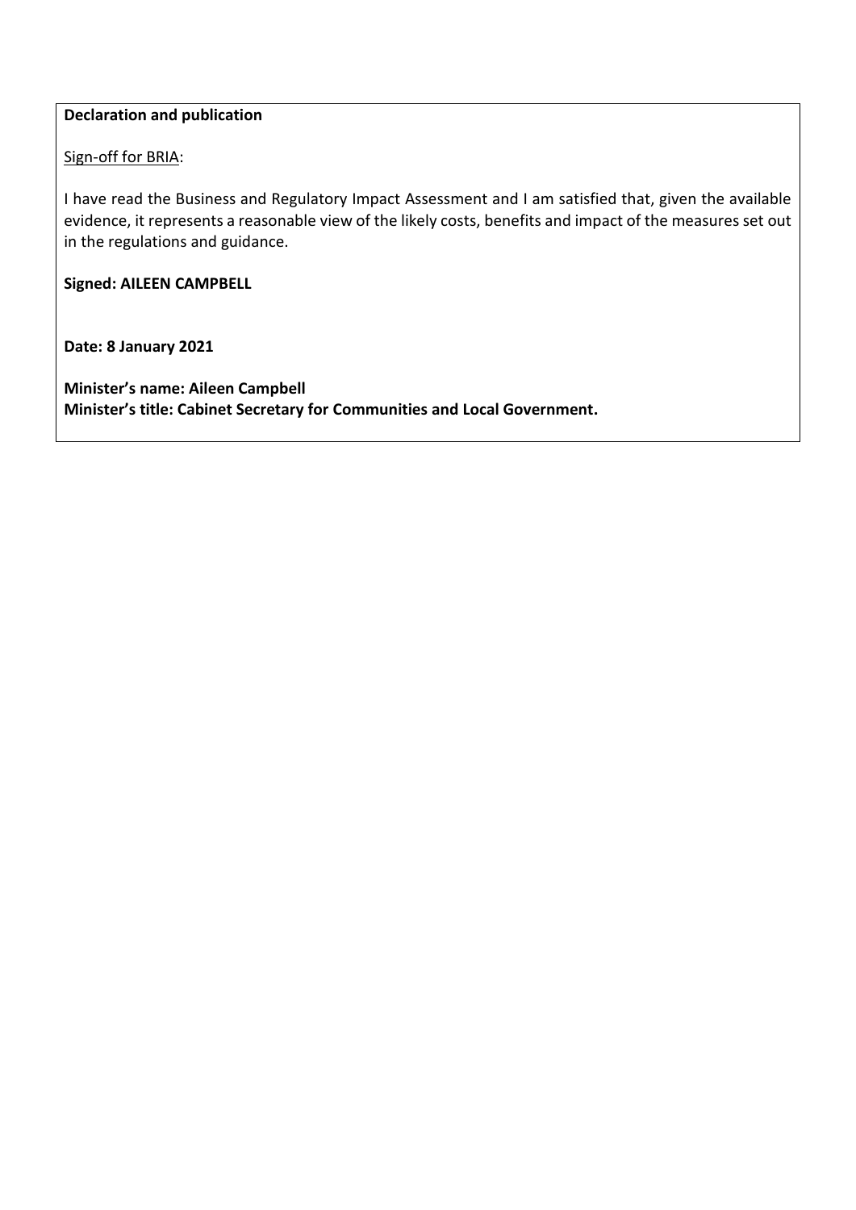**Declaration and publication**

Sign-off for BRIA:

I have read the Business and Regulatory Impact Assessment and I am satisfied that, given the available evidence, it represents a reasonable view of the likely costs, benefits and impact of the measures set out in the regulations and guidance.

**Signed: AILEEN CAMPBELL**

**Date: 8 January 2021**

**Minister's name: Aileen Campbell**
**Minister's title: Cabinet Secretary for Communities and Local Government.**